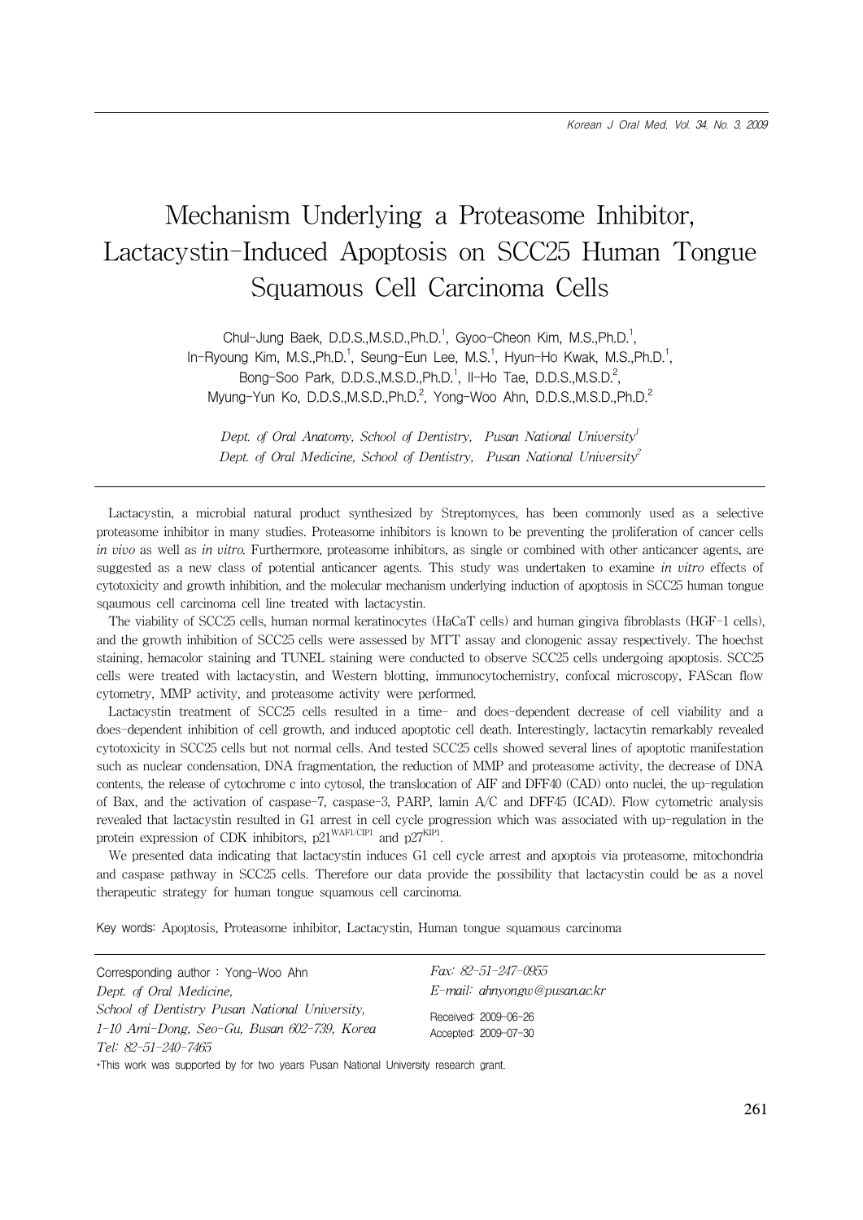# Mechanism Underlying a Proteasome Inhibitor, Lactacystin-Induced Apoptosis on SCC25 Human Tongue Squamous Cell Carcinoma Cells

Chul-Jung Baek, D.D.S.,M.S.D.,Ph.D.[1], Gyoo-Cheon Kim, M.S.,Ph.D.[1], In-Ryoung Kim, M.S.,Ph.D.[1], Seung-Eun Lee, M.S.[1], Hyun-Ho Kwak, M.S.,Ph.D.[1], Bong-Soo Park, D.D.S.,M.S.D.,Ph.D.[1], Il-Ho Tae, D.D.S.,M.S.D.[2], Myung-Yun Ko, D.D.S.,M.S.D.,Ph.D.[2], Yong-Woo Ahn, D.D.S.,M.S.D.,Ph.D.[2]

*Dept. of Oral Anatomy, School of Dentistry, Pusan National University*[1]
*Dept. of Oral Medicine, School of Dentistry, Pusan National University*[2]

Lactacystin, a microbial natural product synthesized by Streptomyces, has been commonly used as a selective proteasome inhibitor in many studies. Proteasome inhibitors is known to be preventing the proliferation of cancer cells *in vivo* as well as *in vitro*. Furthermore, proteasome inhibitors, as single or combined with other anticancer agents, are suggested as a new class of potential anticancer agents. This study was undertaken to examine *in vitro* effects of cytotoxicity and growth inhibition, and the molecular mechanism underlying induction of apoptosis in SCC25 human tongue sqaumous cell carcinoma cell line treated with lactacystin.

The viability of SCC25 cells, human normal keratinocytes (HaCaT cells) and human gingiva fibroblasts (HGF-1 cells), and the growth inhibition of SCC25 cells were assessed by MTT assay and clonogenic assay respectively. The hoechst staining, hemacolor staining and TUNEL staining were conducted to observe SCC25 cells undergoing apoptosis. SCC25 cells were treated with lactacystin, and Western blotting, immunocytochemistry, confocal microscopy, FAScan flow cytometry, MMP activity, and proteasome activity were performed.

Lactacystin treatment of SCC25 cells resulted in a time- and does-dependent decrease of cell viability and a does-dependent inhibition of cell growth, and induced apoptotic cell death. Interestingly, lactacytin remarkably revealed cytotoxicity in SCC25 cells but not normal cells. And tested SCC25 cells showed several lines of apoptotic manifestation such as nuclear condensation, DNA fragmentation, the reduction of MMP and proteasome activity, the decrease of DNA contents, the release of cytochrome c into cytosol, the translocation of AIF and DFF40 (CAD) onto nuclei, the up-regulation of Bax, and the activation of caspase-7, caspase-3, PARP, lamin A/C and DFF45 (ICAD). Flow cytometric analysis revealed that lactacystin resulted in G1 arrest in cell cycle progression which was associated with up-regulation in the protein expression of CDK inhibitors, $p21^{WAF1/CIP1}$ and $p27^{KIP1}$.

We presented data indicating that lactacystin induces G1 cell cycle arrest and apoptois via proteasome, mitochondria and caspase pathway in SCC25 cells. Therefore our data provide the possibility that lactacystin could be as a novel therapeutic strategy for human tongue squamous cell carcinoma.

Key words: Apoptosis, Proteasome inhibitor, Lactacystin, Human tongue squamous carcinoma

Corresponding author : Yong-Woo Ahn
*Dept. of Oral Medicine,*
*School of Dentistry Pusan National University,*
*1-10 Ami-Dong, Seo-Gu, Busan 602-739, Korea*
*Tel: 82-51-240-7465*
*Fax: 82-51-247-0955*
*E-mail: ahnyongw@pusan.ac.kr*

Received: 2009-06-26
Accepted: 2009-07-30

*This work was supported by for two years Pusan National University research grant.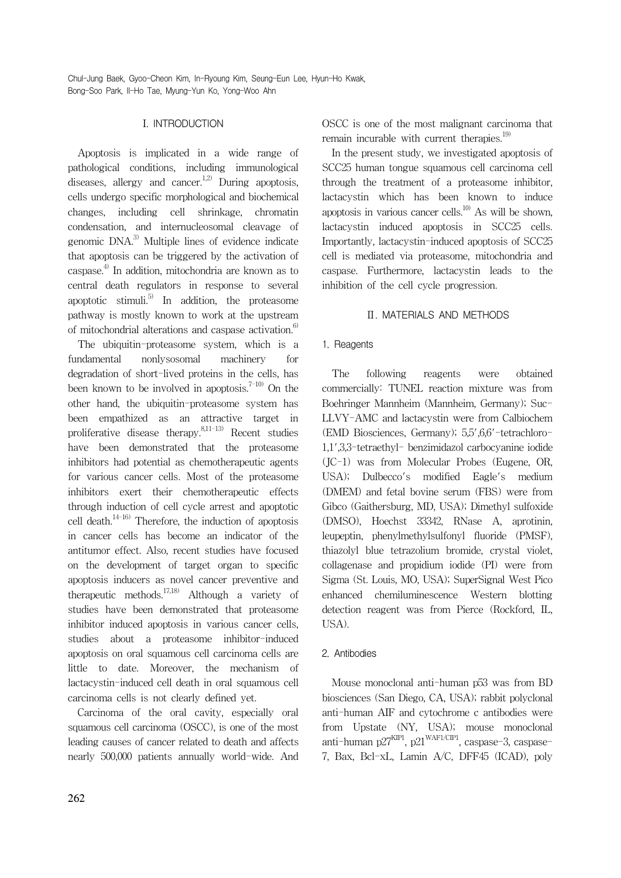## I. INTRODUCTION

Apoptosis is implicated in a wide range of pathological conditions, including immunological diseases, allergy and cancer.[1,2] During apoptosis, cells undergo specific morphological and biochemical changes, including cell shrinkage, chromatin condensation, and internucleosomal cleavage of genomic DNA.[3] Multiple lines of evidence indicate that apoptosis can be triggered by the activation of caspase.[4] In addition, mitochondria are known as to central death regulators in response to several apoptotic stimuli.[5] In addition, the proteasome pathway is mostly known to work at the upstream of mitochondrial alterations and caspase activation.[6]

The ubiquitin-proteasome system, which is a fundamental nonlysosomal machinery for degradation of short-lived proteins in the cells, has been known to be involved in apoptosis.[7-10] On the other hand, the ubiquitin-proteasome system has been empathized as an attractive target in proliferative disease therapy.[8,11-13] Recent studies have been demonstrated that the proteasome inhibitors had potential as chemotherapeutic agents for various cancer cells. Most of the proteasome inhibitors exert their chemotherapeutic effects through induction of cell cycle arrest and apoptotic cell death.[14-16] Therefore, the induction of apoptosis in cancer cells has become an indicator of the antitumor effect. Also, recent studies have focused on the development of target organ to specific apoptosis inducers as novel cancer preventive and therapeutic methods.[17,18] Although a variety of studies have been demonstrated that proteasome inhibitor induced apoptosis in various cancer cells, studies about a proteasome inhibitor-induced apoptosis on oral squamous cell carcinoma cells are little to date. Moreover, the mechanism of lactacystin-induced cell death in oral squamous cell carcinoma cells is not clearly defined yet.

Carcinoma of the oral cavity, especially oral squamous cell carcinoma (OSCC), is one of the most leading causes of cancer related to death and affects nearly 500,000 patients annually world-wide. And OSCC is one of the most malignant carcinoma that remain incurable with current therapies.[19]

In the present study, we investigated apoptosis of SCC25 human tongue squamous cell carcinoma cell through the treatment of a proteasome inhibitor, lactacystin which has been known to induce apoptosis in various cancer cells.[10] As will be shown, lactacystin induced apoptosis in SCC25 cells. Importantly, lactacystin-induced apoptosis of SCC25 cell is mediated via proteasome, mitochondria and caspase. Furthermore, lactacystin leads to the inhibition of the cell cycle progression.

## II. MATERIALS AND METHODS

### 1. Reagents

The following reagents were obtained commercially: TUNEL reaction mixture was from Boehringer Mannheim (Mannheim, Germany); Suc-LLVY-AMC and lactacystin were from Calbiochem (EMD Biosciences, Germany); 5,5′,6,6′-tetrachloro-1,1′,3,3-tetraethyl- benzimidazol carbocyanine iodide (JC-1) was from Molecular Probes (Eugene, OR, USA); Dulbecco's modified Eagle's medium (DMEM) and fetal bovine serum (FBS) were from Gibco (Gaithersburg, MD, USA); Dimethyl sulfoxide (DMSO), Hoechst 33342, RNase A, aprotinin, leupeptin, phenylmethylsulfonyl fluoride (PMSF), thiazolyl blue tetrazolium bromide, crystal violet, collagenase and propidium iodide (PI) were from Sigma (St. Louis, MO, USA); SuperSignal West Pico enhanced chemiluminescence Western blotting detection reagent was from Pierce (Rockford, IL, USA).

### 2. Antibodies

Mouse monoclonal anti-human p53 was from BD biosciences (San Diego, CA, USA); rabbit polyclonal anti-human AIF and cytochrome c antibodies were from Upstate (NY, USA); mouse monoclonal anti-human $p27^{KIP1}$, $p21^{WAF1/CIP1}$, caspase-3, caspase-7, Bax, Bcl-xL, Lamin A/C, DFF45 (ICAD), poly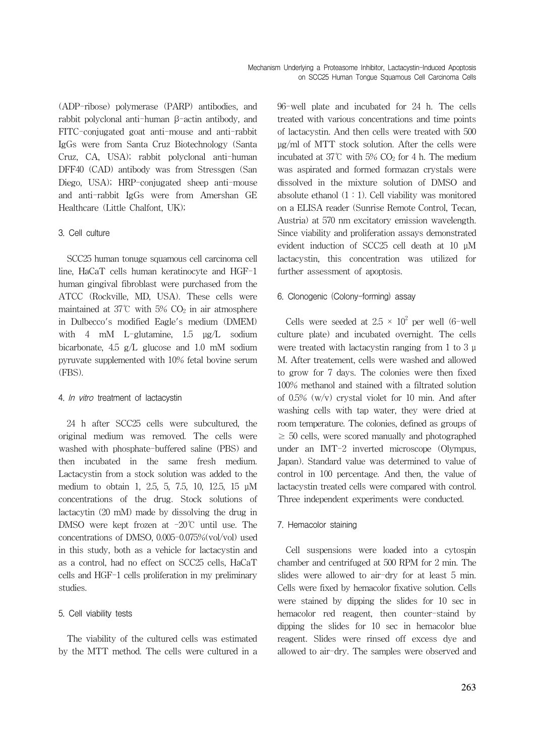(ADP-ribose) polymerase (PARP) antibodies, and rabbit polyclonal anti-human β-actin antibody, and FITC-conjugated goat anti-mouse and anti-rabbit IgGs were from Santa Cruz Biotechnology (Santa Cruz, CA, USA); rabbit polyclonal anti-human DFF40 (CAD) antibody was from Stressgen (San Diego, USA); HRP-conjugated sheep anti-mouse and anti-rabbit IgGs were from Amershan GE Healthcare (Little Chalfont, UK);

### 3. Cell culture

SCC25 human tonuge squamous cell carcinoma cell line, HaCaT cells human keratinocyte and HGF-1 human gingival fibroblast were purchased from the ATCC (Rockville, MD, USA). These cells were maintained at 37℃ with 5% $CO_2$ in air atmosphere in Dulbecco's modified Eagle's medium (DMEM) with 4 mM L-glutamine, 1.5 μg/L sodium bicarbonate, 4.5 g/L glucose and 1.0 mM sodium pyruvate supplemented with 10% fetal bovine serum (FBS).

### 4. *In vitro* treatment of lactacystin

24 h after SCC25 cells were subcultured, the original medium was removed. The cells were washed with phosphate-buffered saline (PBS) and then incubated in the same fresh medium. Lactacystin from a stock solution was added to the medium to obtain 1, 2.5, 5, 7.5, 10, 12.5, 15 μM concentrations of the drug. Stock solutions of lactacytin (20 mM) made by dissolving the drug in DMSO were kept frozen at -20℃ until use. The concentrations of DMSO, 0.005-0.075%(vol/vol) used in this study, both as a vehicle for lactacystin and as a control, had no effect on SCC25 cells, HaCaT cells and HGF-1 cells proliferation in my preliminary studies.

### 5. Cell viability tests

The viability of the cultured cells was estimated by the MTT method. The cells were cultured in a 96-well plate and incubated for 24 h. The cells treated with various concentrations and time points of lactacystin. And then cells were treated with 500 μg/ml of MTT stock solution. After the cells were incubated at 37℃ with 5% $CO_2$ for 4 h. The medium was aspirated and formed formazan crystals were dissolved in the mixture solution of DMSO and absolute ethanol (1 : 1). Cell viability was monitored on a ELISA reader (Sunrise Remote Control, Tecan, Austria) at 570 nm excitatory emission wavelength. Since viability and proliferation assays demonstrated evident induction of SCC25 cell death at 10 μM lactacystin, this concentration was utilized for further assessment of apoptosis.

### 6. Clonogenic (Colony-forming) assay

Cells were seeded at $2.5 \times 10^2$ per well (6-well culture plate) and incubated overnight. The cells were treated with lactacystin ranging from 1 to 3 μM. After treatement, cells were washed and allowed to grow for 7 days. The colonies were then fixed 100% methanol and stained with a filtrated solution of 0.5% (w/v) crystal violet for 10 min. And after washing cells with tap water, they were dried at room temperature. The colonies, defined as groups of ≥ 50 cells, were scored manually and photographed under an IMT-2 inverted microscope (Olympus, Japan). Standard value was determined to value of control in 100 percentage. And then, the value of lactacystin treated cells were compared with control. Three independent experiments were conducted.

### 7. Hemacolor staining

Cell suspensions were loaded into a cytospin chamber and centrifuged at 500 RPM for 2 min. The slides were allowed to air-dry for at least 5 min. Cells were fixed by hemacolor fixative solution. Cells were stained by dipping the slides for 10 sec in hemacolor red reagent, then counter-staind by dipping the slides for 10 sec in hemacolor blue reagent. Slides were rinsed off excess dye and allowed to air-dry. The samples were observed and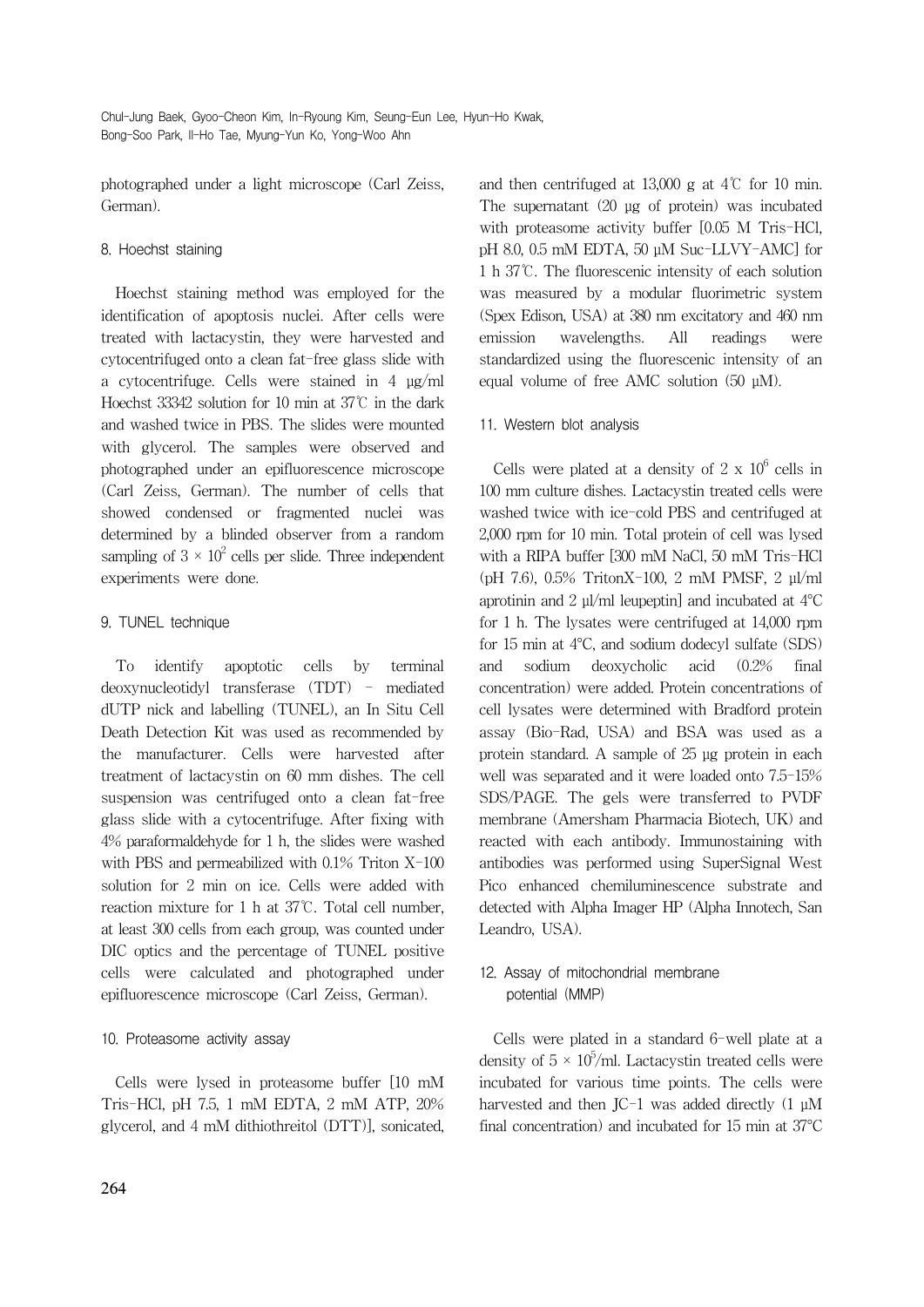photographed under a light microscope (Carl Zeiss, German).

### 8. Hoechst staining

Hoechst staining method was employed for the identification of apoptosis nuclei. After cells were treated with lactacystin, they were harvested and cytocentrifuged onto a clean fat-free glass slide with a cytocentrifuge. Cells were stained in 4 μg/ml Hoechst 33342 solution for 10 min at 37℃ in the dark and washed twice in PBS. The slides were mounted with glycerol. The samples were observed and photographed under an epifluorescence microscope (Carl Zeiss, German). The number of cells that showed condensed or fragmented nuclei was determined by a blinded observer from a random sampling of $3 \times 10^2$ cells per slide. Three independent experiments were done.

### 9. TUNEL technique

To identify apoptotic cells by terminal deoxynucleotidyl transferase (TDT) - mediated dUTP nick and labelling (TUNEL), an In Situ Cell Death Detection Kit was used as recommended by the manufacturer. Cells were harvested after treatment of lactacystin on 60 mm dishes. The cell suspension was centrifuged onto a clean fat-free glass slide with a cytocentrifuge. After fixing with 4% paraformaldehyde for 1 h, the slides were washed with PBS and permeabilized with 0.1% Triton X-100 solution for 2 min on ice. Cells were added with reaction mixture for 1 h at 37℃. Total cell number, at least 300 cells from each group, was counted under DIC optics and the percentage of TUNEL positive cells were calculated and photographed under epifluorescence microscope (Carl Zeiss, German).

### 10. Proteasome activity assay

Cells were lysed in proteasome buffer [10 mM Tris-HCl, pH 7.5, 1 mM EDTA, 2 mM ATP, 20% glycerol, and 4 mM dithiothreitol (DTT)], sonicated, and then centrifuged at 13,000 g at 4℃ for 10 min. The supernatant (20 μg of protein) was incubated with proteasome activity buffer [0.05 M Tris-HCl, pH 8.0, 0.5 mM EDTA, 50 μM Suc-LLVY-AMC] for 1 h 37℃. The fluorescenic intensity of each solution was measured by a modular fluorimetric system (Spex Edison, USA) at 380 nm excitatory and 460 nm emission wavelengths. All readings were standardized using the fluorescenic intensity of an equal volume of free AMC solution (50 μM).

### 11. Western blot analysis

Cells were plated at a density of $2 \times 10^6$ cells in 100 mm culture dishes. Lactacystin treated cells were washed twice with ice-cold PBS and centrifuged at 2,000 rpm for 10 min. Total protein of cell was lysed with a RIPA buffer [300 mM NaCl, 50 mM Tris-HCl (pH 7.6), 0.5% TritonX-100, 2 mM PMSF, 2 μl/ml aprotinin and 2 μl/ml leupeptin] and incubated at 4°C for 1 h. The lysates were centrifuged at 14,000 rpm for 15 min at 4°C, and sodium dodecyl sulfate (SDS) and sodium deoxycholic acid (0.2% final concentration) were added. Protein concentrations of cell lysates were determined with Bradford protein assay (Bio-Rad, USA) and BSA was used as a protein standard. A sample of 25 μg protein in each well was separated and it were loaded onto 7.5-15% SDS/PAGE. The gels were transferred to PVDF membrane (Amersham Pharmacia Biotech, UK) and reacted with each antibody. Immunostaining with antibodies was performed using SuperSignal West Pico enhanced chemiluminescence substrate and detected with Alpha Imager HP (Alpha Innotech, San Leandro, USA).

### 12. Assay of mitochondrial membrane potential (MMP)

Cells were plated in a standard 6-well plate at a density of $5 \times 10^5$/ml. Lactacystin treated cells were incubated for various time points. The cells were harvested and then JC-1 was added directly (1 μM final concentration) and incubated for 15 min at 37°C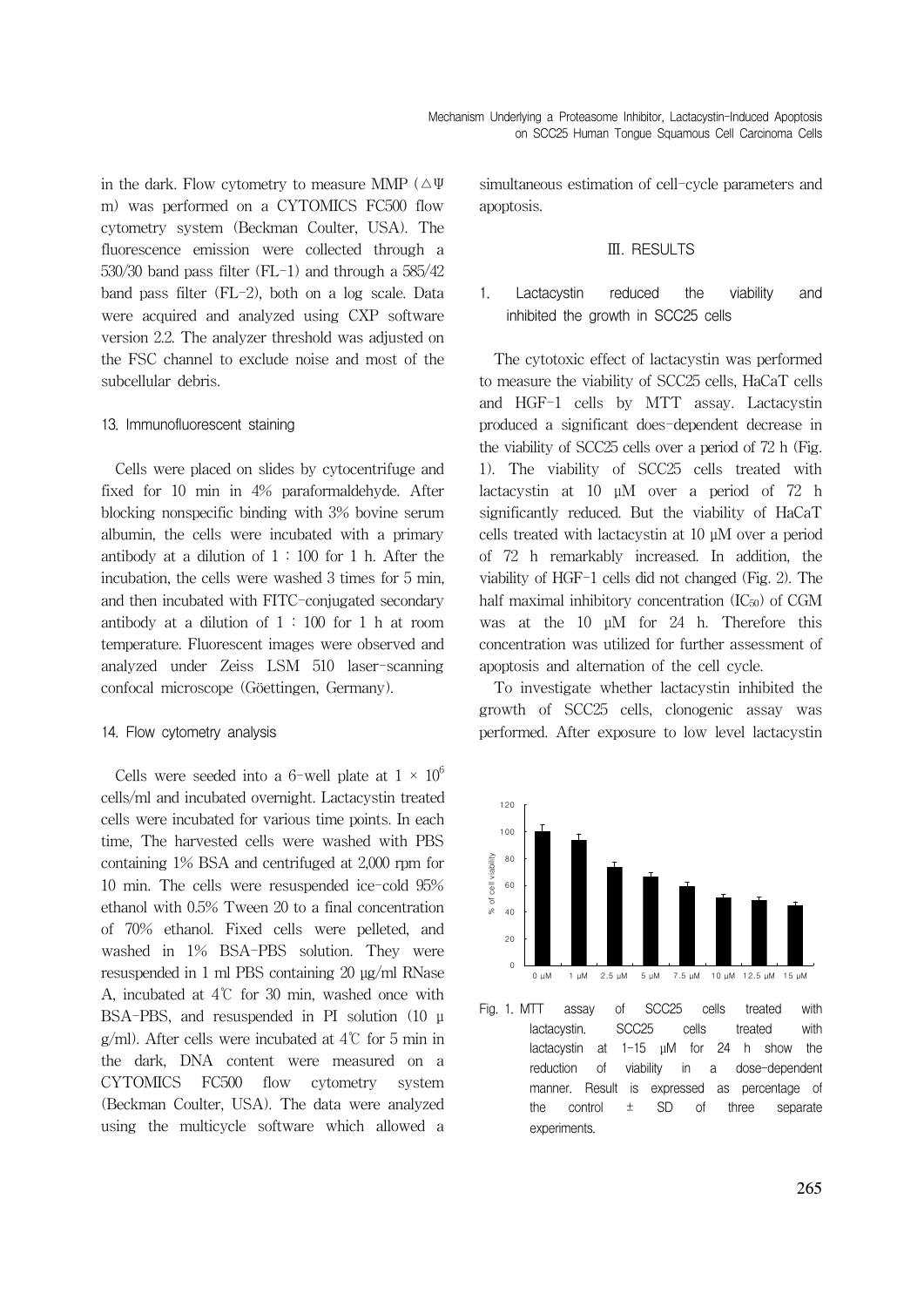in the dark. Flow cytometry to measure MMP ($\triangle\Psi$ m) was performed on a CYTOMICS FC500 flow cytometry system (Beckman Coulter, USA). The fluorescence emission were collected through a 530/30 band pass filter (FL-1) and through a 585/42 band pass filter (FL-2), both on a log scale. Data were acquired and analyzed using CXP software version 2.2. The analyzer threshold was adjusted on the FSC channel to exclude noise and most of the subcellular debris.

### 13. Immunofluorescent staining

Cells were placed on slides by cytocentrifuge and fixed for 10 min in 4% paraformaldehyde. After blocking nonspecific binding with 3% bovine serum albumin, the cells were incubated with a primary antibody at a dilution of 1 : 100 for 1 h. After the incubation, the cells were washed 3 times for 5 min, and then incubated with FITC-conjugated secondary antibody at a dilution of 1 : 100 for 1 h at room temperature. Fluorescent images were observed and analyzed under Zeiss LSM 510 laser-scanning confocal microscope (Göettingen, Germany).

### 14. Flow cytometry analysis

Cells were seeded into a 6-well plate at $1 \times 10^6$ cells/ml and incubated overnight. Lactacystin treated cells were incubated for various time points. In each time, The harvested cells were washed with PBS containing 1% BSA and centrifuged at 2,000 rpm for 10 min. The cells were resuspended ice-cold 95% ethanol with 0.5% Tween 20 to a final concentration of 70% ethanol. Fixed cells were pelleted, and washed in 1% BSA-PBS solution. They were resuspended in 1 ml PBS containing 20 µg/ml RNase A, incubated at 4℃ for 30 min, washed once with BSA-PBS, and resuspended in PI solution (10 µg/ml). After cells were incubated at 4℃ for 5 min in the dark, DNA content were measured on a CYTOMICS FC500 flow cytometry system (Beckman Coulter, USA). The data were analyzed using the multicycle software which allowed a simultaneous estimation of cell-cycle parameters and apoptosis.

## Ⅲ. RESULTS

### 1. Lactacystin reduced the viability and inhibited the growth in SCC25 cells

The cytotoxic effect of lactacystin was performed to measure the viability of SCC25 cells, HaCaT cells and HGF-1 cells by MTT assay. Lactacystin produced a significant does-dependent decrease in the viability of SCC25 cells over a period of 72 h (Fig. 1). The viability of SCC25 cells treated with lactacystin at 10 µM over a period of 72 h significantly reduced. But the viability of HaCaT cells treated with lactacystin at 10 µM over a period of 72 h remarkably increased. In addition, the viability of HGF-1 cells did not changed (Fig. 2). The half maximal inhibitory concentration ($IC_{50}$) of CGM was at the 10 µM for 24 h. Therefore this concentration was utilized for further assessment of apoptosis and alternation of the cell cycle.

To investigate whether lactacystin inhibited the growth of SCC25 cells, clonogenic assay was performed. After exposure to low level lactacystin

Fig. 1. MTT assay of SCC25 cells treated with lactacystin. SCC25 cells treated with lactacystin at 1-15 µM for 24 h show the reduction of viability in a dose-dependent manner. Result is expressed as percentage of the control ± SD of three separate experiments.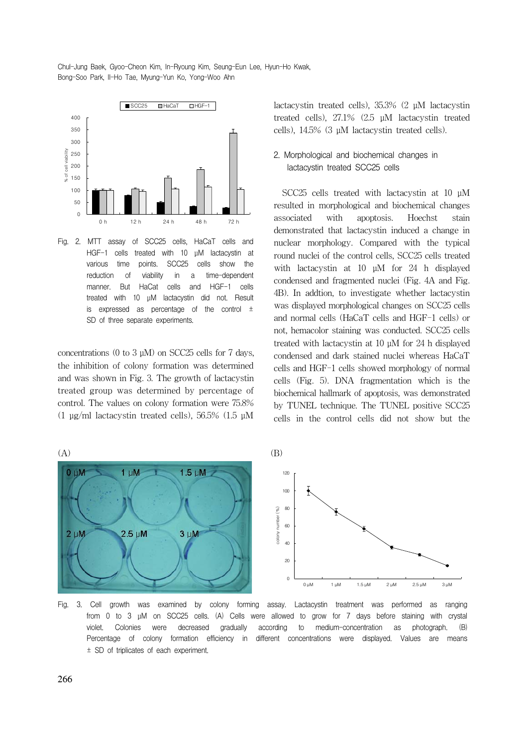Fig. 2. MTT assay of SCC25 cells, HaCaT cells and HGF-1 cells treated with 10 μM lactacystin at various time points. SCC25 cells show the reduction of viability in a time-dependent manner. But HaCat cells and HGF-1 cells treated with 10 μM lactacystin did not. Result is expressed as percentage of the control ± SD of three separate experiments.

concentrations (0 to 3 μM) on SCC25 cells for 7 days, the inhibition of colony formation was determined and was shown in Fig. 3. The growth of lactacystin treated group was determined by percentage of control. The values on colony formation were 75.8% (1 μg/ml lactacystin treated cells), 56.5% (1.5 μM lactacystin treated cells), 35.3% (2 μM lactacystin treated cells), 27.1% (2.5 μM lactacystin treated cells), 14.5% (3 μM lactacystin treated cells).

## 2. Morphological and biochemical changes in lactacystin treated SCC25 cells

SCC25 cells treated with lactacystin at 10 μM resulted in morphological and biochemical changes associated with apoptosis. Hoechst stain demonstrated that lactacystin induced a change in nuclear morphology. Compared with the typical round nuclei of the control cells, SCC25 cells treated with lactacystin at 10 μM for 24 h displayed condensed and fragmented nuclei (Fig. 4A and Fig. 4B). In addtion, to investigate whether lactacystin was displayed morphological changes on SCC25 cells and normal cells (HaCaT cells and HGF-1 cells) or not, hemacolor staining was conducted. SCC25 cells treated with lactacystin at 10 μM for 24 h displayed condensed and dark stained nuclei whereas HaCaT cells and HGF-1 cells showed morphology of normal cells (Fig. 5). DNA fragmentation which is the biochemical hallmark of apoptosis, was demonstrated by TUNEL technique. The TUNEL positive SCC25 cells in the control cells did not show but the

Fig. 3. Cell growth was examined by colony forming assay. Lactacystin treatment was performed as ranging from 0 to 3 μM on SCC25 cells. (A) Cells were allowed to grow for 7 days before staining with crystal violet. Colonies were decreased gradually according to medium-concentration as photograph. (B) Percentage of colony formation efficiency in different concentrations were displayed. Values are means ± SD of triplicates of each experiment.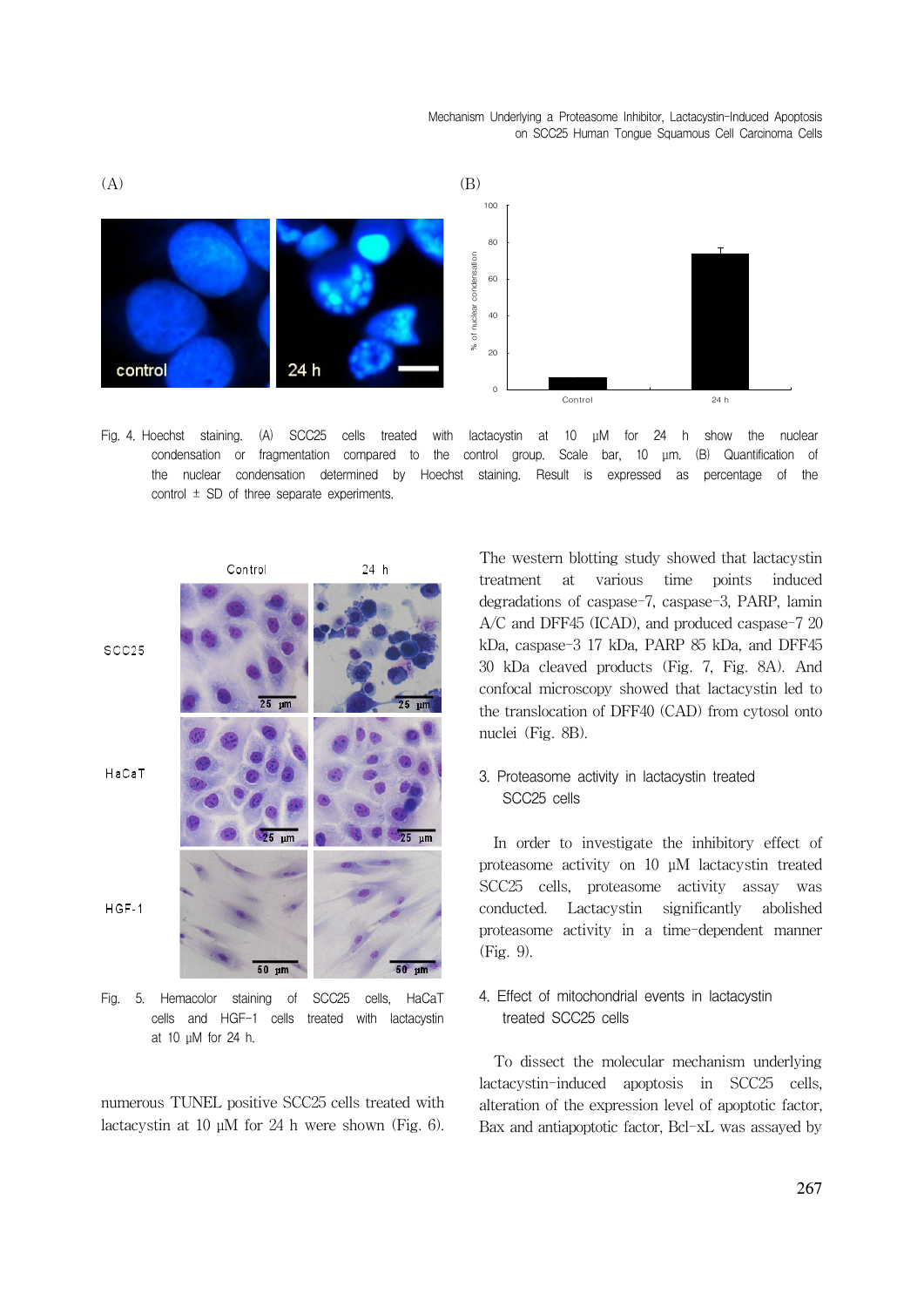Fig. 4. Hoechst staining. (A) SCC25 cells treated with lactacystin at 10 μM for 24 h show the nuclear condensation or fragmentation compared to the control group. Scale bar, 10 μm. (B) Quantification of the nuclear condensation determined by Hoechst staining. Result is expressed as percentage of the control ± SD of three separate experiments.

Fig. 5. Hemacolor staining of SCC25 cells, HaCaT cells and HGF-1 cells treated with lactacystin at 10 μM for 24 h.

numerous TUNEL positive SCC25 cells treated with lactacystin at 10 μM for 24 h were shown (Fig. 6).

The western blotting study showed that lactacystin treatment at various time points induced degradations of caspase-7, caspase-3, PARP, lamin A/C and DFF45 (ICAD), and produced caspase-7 20 kDa, caspase-3 17 kDa, PARP 85 kDa, and DFF45 30 kDa cleaved products (Fig. 7, Fig. 8A). And confocal microscopy showed that lactacystin led to the translocation of DFF40 (CAD) from cytosol onto nuclei (Fig. 8B).

### 3. Proteasome activity in lactacystin treated SCC25 cells

In order to investigate the inhibitory effect of proteasome activity on 10 μM lactacystin treated SCC25 cells, proteasome activity assay was conducted. Lactacystin significantly abolished proteasome activity in a time-dependent manner (Fig. 9).

### 4. Effect of mitochondrial events in lactacystin treated SCC25 cells

To dissect the molecular mechanism underlying lactacystin-induced apoptosis in SCC25 cells, alteration of the expression level of apoptotic factor, Bax and antiapoptotic factor, Bcl-xL was assayed by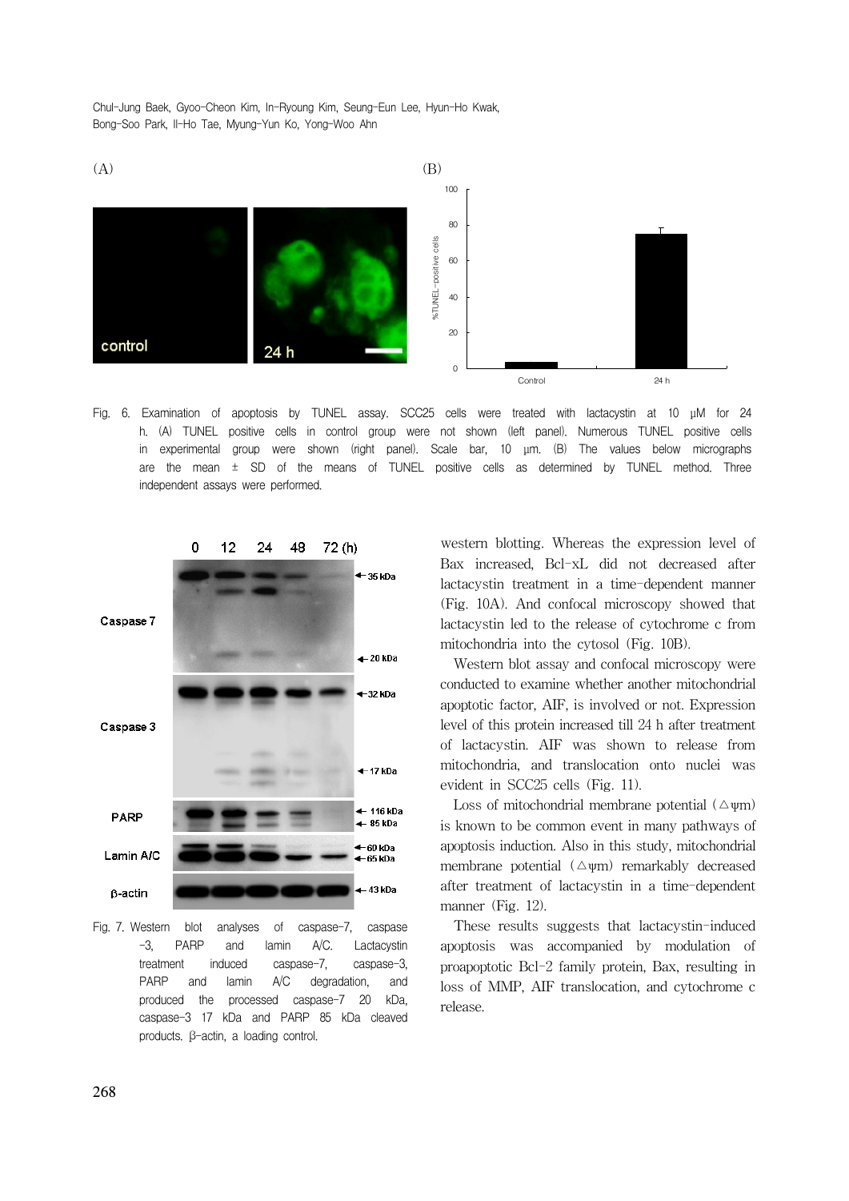Fig. 6. Examination of apoptosis by TUNEL assay. SCC25 cells were treated with lactacystin at 10 μM for 24 h. (A) TUNEL positive cells in control group were not shown (left panel). Numerous TUNEL positive cells in experimental group were shown (right panel). Scale bar, 10 μm. (B) The values below micrographs are the mean ± SD of the means of TUNEL positive cells as determined by TUNEL method. Three independent assays were performed.

Fig. 7. Western blot analyses of caspase-7, caspase -3, PARP and lamin A/C. Lactacystin treatment induced caspase-7, caspase-3, PARP and lamin A/C degradation, and produced the processed caspase-7 20 kDa, caspase-3 17 kDa and PARP 85 kDa cleaved products. β-actin, a loading control.

western blotting. Whereas the expression level of Bax increased, Bcl-xL did not decreased after lactacystin treatment in a time-dependent manner (Fig. 10A). And confocal microscopy showed that lactacystin led to the release of cytochrome c from mitochondria into the cytosol (Fig. 10B).

Western blot assay and confocal microscopy were conducted to examine whether another mitochondrial apoptotic factor, AIF, is involved or not. Expression level of this protein increased till 24 h after treatment of lactacystin. AIF was shown to release from mitochondria, and translocation onto nuclei was evident in SCC25 cells (Fig. 11).

Loss of mitochondrial membrane potential (△ψm) is known to be common event in many pathways of apoptosis induction. Also in this study, mitochondrial membrane potential (△ψm) remarkably decreased after treatment of lactacystin in a time-dependent manner (Fig. 12).

These results suggests that lactacystin-induced apoptosis was accompanied by modulation of proapoptotic Bcl-2 family protein, Bax, resulting in loss of MMP, AIF translocation, and cytochrome c release.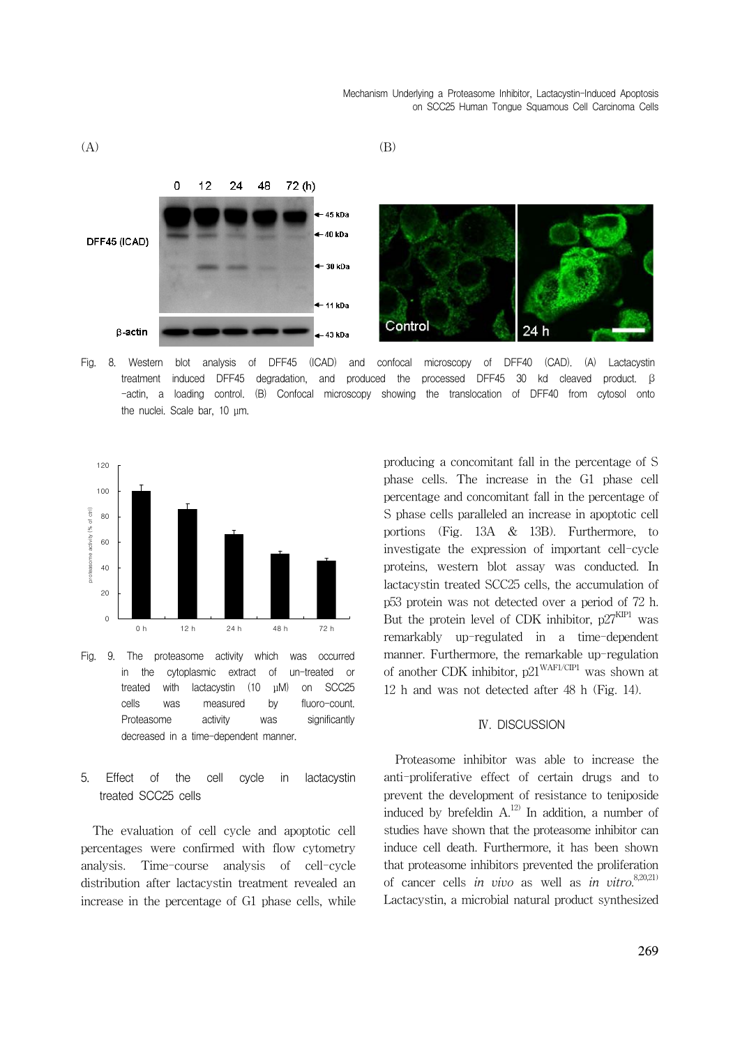(A)

(B)

Fig. 8. Western blot analysis of DFF45 (ICAD) and confocal microscopy of DFF40 (CAD). (A) Lactacystin treatment induced DFF45 degradation, and produced the processed DFF45 30 kd cleaved product. β-actin, a loading control. (B) Confocal microscopy showing the translocation of DFF40 from cytosol onto the nuclei. Scale bar, 10 μm.

Fig. 9. The proteasome activity which was occurred in the cytoplasmic extract of un-treated or treated with lactacystin (10 μM) on SCC25 cells was measured by fluoro-count. Proteasome activity was significantly decreased in a time-dependent manner.

### 5. Effect of the cell cycle in lactacystin treated SCC25 cells

The evaluation of cell cycle and apoptotic cell percentages were confirmed with flow cytometry analysis. Time-course analysis of cell-cycle distribution after lactacystin treatment revealed an increase in the percentage of G1 phase cells, while producing a concomitant fall in the percentage of S phase cells. The increase in the G1 phase cell percentage and concomitant fall in the percentage of S phase cells paralleled an increase in apoptotic cell portions (Fig. 13A & 13B). Furthermore, to investigate the expression of important cell-cycle proteins, western blot assay was conducted. In lactacystin treated SCC25 cells, the accumulation of p53 protein was not detected over a period of 72 h. But the protein level of CDK inhibitor, $p27^{KIP1}$ was remarkably up-regulated in a time-dependent manner. Furthermore, the remarkable up-regulation of another CDK inhibitor, $p21^{WAF1/CIP1}$ was shown at 12 h and was not detected after 48 h (Fig. 14).

## Ⅳ. DISCUSSION

Proteasome inhibitor was able to increase the anti-proliferative effect of certain drugs and to prevent the development of resistance to teniposide induced by brefeldin A.[12] In addition, a number of studies have shown that the proteasome inhibitor can induce cell death. Furthermore, it has been shown that proteasome inhibitors prevented the proliferation of cancer cells *in vivo* as well as *in vitro*.[8,20,21] Lactacystin, a microbial natural product synthesized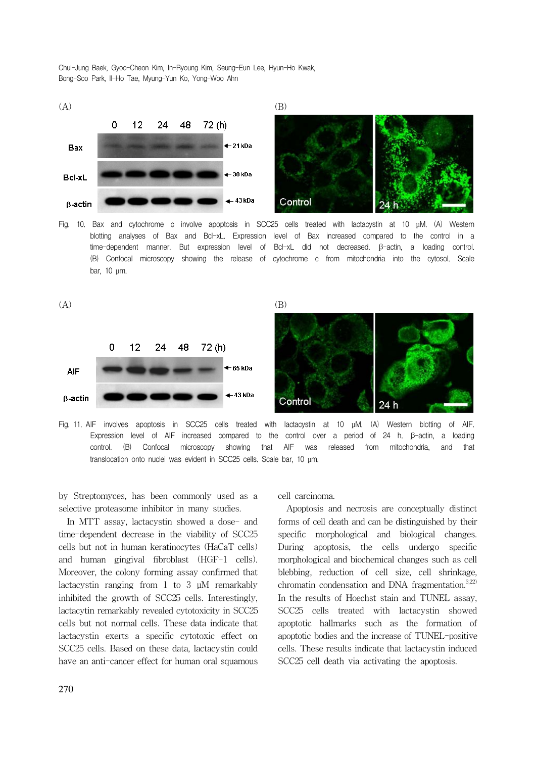Fig. 10. Bax and cytochrome c involve apoptosis in SCC25 cells treated with lactacystin at 10 μM. (A) Western blotting analyses of Bax and Bcl-xL. Expression level of Bax increased compared to the control in a time-dependent manner. But expression level of Bcl-xL did not decreased. β-actin, a loading control. (B) Confocal microscopy showing the release of cytochrome c from mitochondria into the cytosol. Scale bar, 10 μm.

Fig. 11. AIF involves apoptosis in SCC25 cells treated with lactacystin at 10 μM. (A) Western blotting of AIF. Expression level of AIF increased compared to the control over a period of 24 h. β-actin, a loading control. (B) Confocal microscopy showing that AIF was released from mitochondria, and that translocation onto nuclei was evident in SCC25 cells. Scale bar, 10 μm.

by Streptomyces, has been commonly used as a selective proteasome inhibitor in many studies.

In MTT assay, lactacystin showed a dose- and time-dependent decrease in the viability of SCC25 cells but not in human keratinocytes (HaCaT cells) and human gingival fibroblast (HGF-1 cells). Moreover, the colony forming assay confirmed that lactacystin ranging from 1 to 3 μM remarkably inhibited the growth of SCC25 cells. Interestingly, lactacytin remarkably revealed cytotoxicity in SCC25 cells but not normal cells. These data indicate that lactacystin exerts a specific cytotoxic effect on SCC25 cells. Based on these data, lactacystin could have an anti-cancer effect for human oral squamous cell carcinoma.

Apoptosis and necrosis are conceptually distinct forms of cell death and can be distinguished by their specific morphological and biological changes. During apoptosis, the cells undergo specific morphological and biochemical changes such as cell blebbing, reduction of cell size, cell shrinkage, chromatin condensation and DNA fragmentation.[3,22] In the results of Hoechst stain and TUNEL assay, SCC25 cells treated with lactacystin showed apoptotic hallmarks such as the formation of apoptotic bodies and the increase of TUNEL-positive cells. These results indicate that lactacystin induced SCC25 cell death via activating the apoptosis.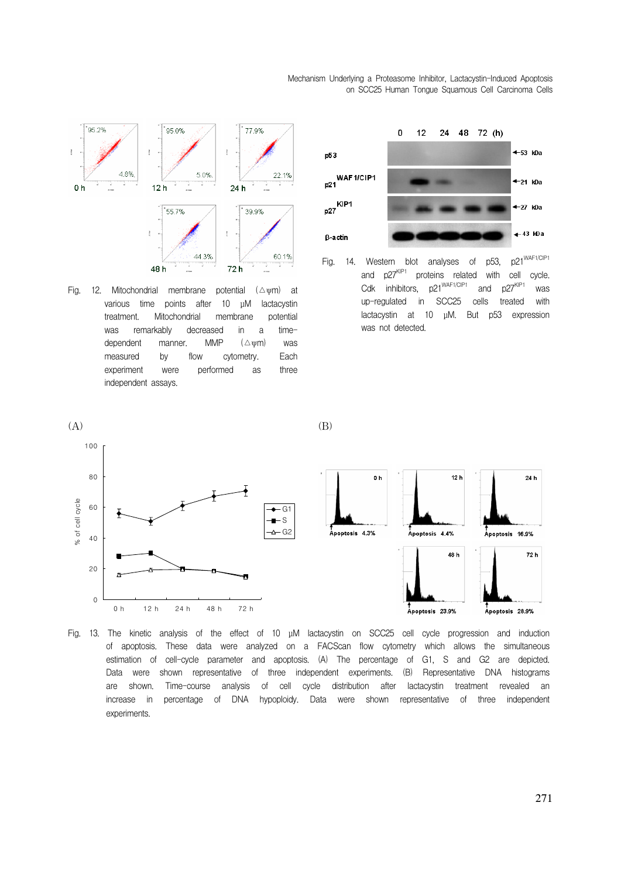Fig. 12. Mitochondrial membrane potential (△ψm) at various time points after 10 μM lactacystin treatment. Mitochondrial membrane potential was remarkably decreased in a time-dependent manner. MMP (△ψm) was measured by flow cytometry. Each experiment were performed as three independent assays.

Fig. 14. Western blot analyses of p53, p21[WAF1/CIP1] and p27[KIP1] proteins related with cell cycle. Cdk inhibitors, p21[WAF1/CIP1] and p27[KIP1] was up-regulated in SCC25 cells treated with lactacystin at 10 μM. But p53 expression was not detected.

Fig. 13. The kinetic analysis of the effect of 10 μM lactacystin on SCC25 cell cycle progression and induction of apoptosis. These data were analyzed on a FACScan flow cytometry which allows the simultaneous estimation of cell-cycle parameter and apoptosis. (A) The percentage of G1, S and G2 are depicted. Data were shown representative of three independent experiments. (B) Representative DNA histograms are shown. Time-course analysis of cell cycle distribution after lactacystin treatment revealed an increase in percentage of DNA hypoploidy. Data were shown representative of three independent experiments.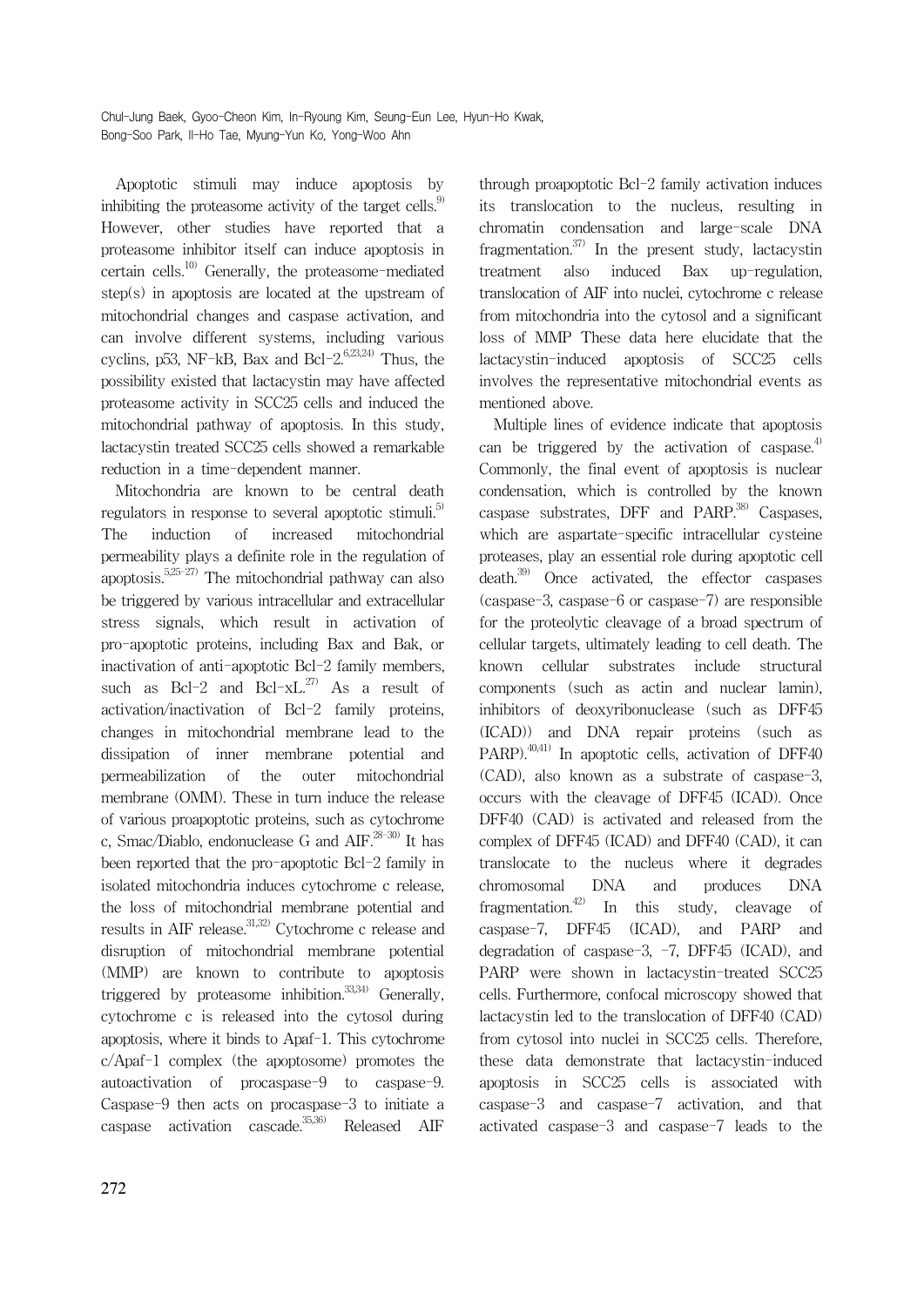Apoptotic stimuli may induce apoptosis by inhibiting the proteasome activity of the target cells.[9] However, other studies have reported that a proteasome inhibitor itself can induce apoptosis in certain cells.[10] Generally, the proteasome-mediated step(s) in apoptosis are located at the upstream of mitochondrial changes and caspase activation, and can involve different systems, including various cyclins, p53, NF-kB, Bax and Bcl-2.[6,23,24] Thus, the possibility existed that lactacystin may have affected proteasome activity in SCC25 cells and induced the mitochondrial pathway of apoptosis. In this study, lactacystin treated SCC25 cells showed a remarkable reduction in a time-dependent manner.

Mitochondria are known to be central death regulators in response to several apoptotic stimuli.[5] The induction of increased mitochondrial permeability plays a definite role in the regulation of apoptosis.[5,25-27] The mitochondrial pathway can also be triggered by various intracellular and extracellular stress signals, which result in activation of pro-apoptotic proteins, including Bax and Bak, or inactivation of anti-apoptotic Bcl-2 family members, such as Bcl-2 and Bcl-xL.[27] As a result of activation/inactivation of Bcl-2 family proteins, changes in mitochondrial membrane lead to the dissipation of inner membrane potential and permeabilization of the outer mitochondrial membrane (OMM). These in turn induce the release of various proapoptotic proteins, such as cytochrome c, Smac/Diablo, endonuclease G and AIF.[28-30] It has been reported that the pro-apoptotic Bcl-2 family in isolated mitochondria induces cytochrome c release, the loss of mitochondrial membrane potential and results in AIF release.[31,32] Cytochrome c release and disruption of mitochondrial membrane potential (MMP) are known to contribute to apoptosis triggered by proteasome inhibition.[33,34] Generally, cytochrome c is released into the cytosol during apoptosis, where it binds to Apaf-1. This cytochrome c/Apaf-1 complex (the apoptosome) promotes the autoactivation of procaspase-9 to caspase-9. Caspase-9 then acts on procaspase-3 to initiate a caspase activation cascade.[35,36] Released AIF through proapoptotic Bcl-2 family activation induces its translocation to the nucleus, resulting in chromatin condensation and large-scale DNA fragmentation.[37] In the present study, lactacystin treatment also induced Bax up-regulation, translocation of AIF into nuclei, cytochrome c release from mitochondria into the cytosol and a significant loss of MMP These data here elucidate that the lactacystin-induced apoptosis of SCC25 cells involves the representative mitochondrial events as mentioned above.

Multiple lines of evidence indicate that apoptosis can be triggered by the activation of caspase.[4] Commonly, the final event of apoptosis is nuclear condensation, which is controlled by the known caspase substrates, DFF and PARP.[38] Caspases, which are aspartate-specific intracellular cysteine proteases, play an essential role during apoptotic cell death.[39] Once activated, the effector caspases (caspase-3, caspase-6 or caspase-7) are responsible for the proteolytic cleavage of a broad spectrum of cellular targets, ultimately leading to cell death. The known cellular substrates include structural components (such as actin and nuclear lamin), inhibitors of deoxyribonuclease (such as DFF45 (ICAD)) and DNA repair proteins (such as PARP).[40,41] In apoptotic cells, activation of DFF40 (CAD), also known as a substrate of caspase-3, occurs with the cleavage of DFF45 (ICAD). Once DFF40 (CAD) is activated and released from the complex of DFF45 (ICAD) and DFF40 (CAD), it can translocate to the nucleus where it degrades chromosomal DNA and produces DNA fragmentation.[42] In this study, cleavage of caspase-7, DFF45 (ICAD), and PARP and degradation of caspase-3, -7, DFF45 (ICAD), and PARP were shown in lactacystin-treated SCC25 cells. Furthermore, confocal microscopy showed that lactacystin led to the translocation of DFF40 (CAD) from cytosol into nuclei in SCC25 cells. Therefore, these data demonstrate that lactacystin-induced apoptosis in SCC25 cells is associated with caspase-3 and caspase-7 activation, and that activated caspase-3 and caspase-7 leads to the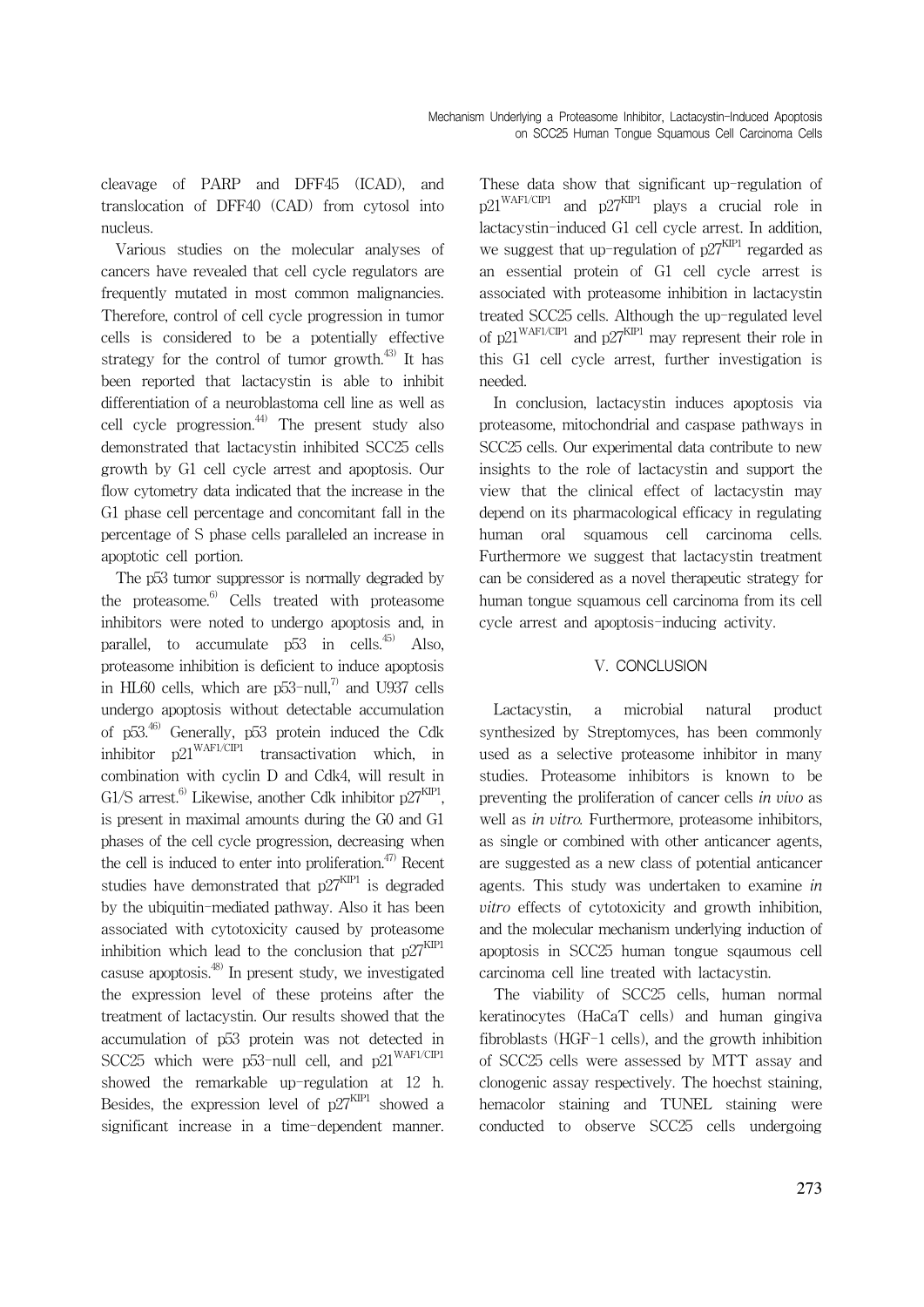cleavage of PARP and DFF45 (ICAD), and translocation of DFF40 (CAD) from cytosol into nucleus.

Various studies on the molecular analyses of cancers have revealed that cell cycle regulators are frequently mutated in most common malignancies. Therefore, control of cell cycle progression in tumor cells is considered to be a potentially effective strategy for the control of tumor growth.[43] It has been reported that lactacystin is able to inhibit differentiation of a neuroblastoma cell line as well as cell cycle progression.[44] The present study also demonstrated that lactacystin inhibited SCC25 cells growth by G1 cell cycle arrest and apoptosis. Our flow cytometry data indicated that the increase in the G1 phase cell percentage and concomitant fall in the percentage of S phase cells paralleled an increase in apoptotic cell portion.

The p53 tumor suppressor is normally degraded by the proteasome.[6] Cells treated with proteasome inhibitors were noted to undergo apoptosis and, in parallel, to accumulate p53 in cells.[45] Also, proteasome inhibition is deficient to induce apoptosis in HL60 cells, which are p53-null,[7] and U937 cells undergo apoptosis without detectable accumulation of p53.[46] Generally, p53 protein induced the Cdk inhibitor $p21^{WAF1/CIP1}$ transactivation which, in combination with cyclin D and Cdk4, will result in G1/S arrest.[6] Likewise, another Cdk inhibitor $p27^{KIP1}$, is present in maximal amounts during the G0 and G1 phases of the cell cycle progression, decreasing when the cell is induced to enter into proliferation.[47] Recent studies have demonstrated that $p27^{KIP1}$ is degraded by the ubiquitin-mediated pathway. Also it has been associated with cytotoxicity caused by proteasome inhibition which lead to the conclusion that $p27^{KIP1}$ casuse apoptosis.[48] In present study, we investigated the expression level of these proteins after the treatment of lactacystin. Our results showed that the accumulation of p53 protein was not detected in SCC25 which were p53-null cell, and $p21^{WAF1/CIP1}$ showed the remarkable up-regulation at 12 h. Besides, the expression level of $p27^{KIP1}$ showed a significant increase in a time-dependent manner. These data show that significant up-regulation of $p21^{WAF1/CIP1}$ and $p27^{KIP1}$ plays a crucial role in lactacystin-induced G1 cell cycle arrest. In addition, we suggest that up-regulation of $p27^{KIP1}$ regarded as an essential protein of G1 cell cycle arrest is associated with proteasome inhibition in lactacystin treated SCC25 cells. Although the up-regulated level of $p21^{WAF1/CIP1}$ and $p27^{KIP1}$ may represent their role in this G1 cell cycle arrest, further investigation is needed.

In conclusion, lactacystin induces apoptosis via proteasome, mitochondrial and caspase pathways in SCC25 cells. Our experimental data contribute to new insights to the role of lactacystin and support the view that the clinical effect of lactacystin may depend on its pharmacological efficacy in regulating human oral squamous cell carcinoma cells. Furthermore we suggest that lactacystin treatment can be considered as a novel therapeutic strategy for human tongue squamous cell carcinoma from its cell cycle arrest and apoptosis-inducing activity.

## V. CONCLUSION

Lactacystin, a microbial natural product synthesized by Streptomyces, has been commonly used as a selective proteasome inhibitor in many studies. Proteasome inhibitors is known to be preventing the proliferation of cancer cells *in vivo* as well as *in vitro*. Furthermore, proteasome inhibitors, as single or combined with other anticancer agents, are suggested as a new class of potential anticancer agents. This study was undertaken to examine *in vitro* effects of cytotoxicity and growth inhibition, and the molecular mechanism underlying induction of apoptosis in SCC25 human tongue sqaumous cell carcinoma cell line treated with lactacystin.

The viability of SCC25 cells, human normal keratinocytes (HaCaT cells) and human gingiva fibroblasts (HGF-1 cells), and the growth inhibition of SCC25 cells were assessed by MTT assay and clonogenic assay respectively. The hoechst staining, hemacolor staining and TUNEL staining were conducted to observe SCC25 cells undergoing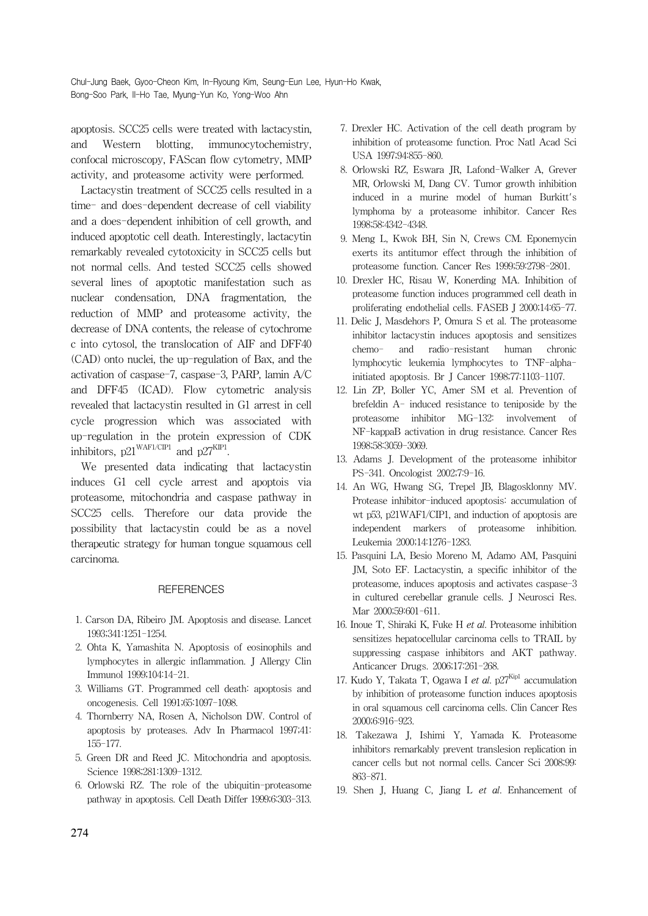apoptosis. SCC25 cells were treated with lactacystin, and Western blotting, immunocytochemistry, confocal microscopy, FAScan flow cytometry, MMP activity, and proteasome activity were performed.

Lactacystin treatment of SCC25 cells resulted in a time- and does-dependent decrease of cell viability and a does-dependent inhibition of cell growth, and induced apoptotic cell death. Interestingly, lactacytin remarkably revealed cytotoxicity in SCC25 cells but not normal cells. And tested SCC25 cells showed several lines of apoptotic manifestation such as nuclear condensation, DNA fragmentation, the reduction of MMP and proteasome activity, the decrease of DNA contents, the release of cytochrome c into cytosol, the translocation of AIF and DFF40 (CAD) onto nuclei, the up-regulation of Bax, and the activation of caspase-7, caspase-3, PARP, lamin A/C and DFF45 (ICAD). Flow cytometric analysis revealed that lactacystin resulted in G1 arrest in cell cycle progression which was associated with up-regulation in the protein expression of CDK inhibitors, $p21^{WAF1/CIP1}$ and $p27^{KIP1}$.

We presented data indicating that lactacystin induces G1 cell cycle arrest and apoptois via proteasome, mitochondria and caspase pathway in SCC25 cells. Therefore our data provide the possibility that lactacystin could be as a novel therapeutic strategy for human tongue squamous cell carcinoma.

## REFERENCES

1. Carson DA, Ribeiro JM. Apoptosis and disease. Lancet 1993;341:1251-1254.
2. Ohta K, Yamashita N. Apoptosis of eosinophils and lymphocytes in allergic inflammation. J Allergy Clin Immunol 1999;104:14-21.
3. Williams GT. Programmed cell death: apoptosis and oncogenesis. Cell 1991;65:1097-1098.
4. Thornberry NA, Rosen A, Nicholson DW. Control of apoptosis by proteases. Adv In Pharmacol 1997;41: 155-177.
5. Green DR and Reed JC. Mitochondria and apoptosis. Science 1998;281:1309-1312.
6. Orlowski RZ. The role of the ubiquitin-proteasome pathway in apoptosis. Cell Death Differ 1999;6:303-313.
7. Drexler HC. Activation of the cell death program by inhibition of proteasome function. Proc Natl Acad Sci USA 1997;94:855-860.
8. Orlowski RZ, Eswara JR, Lafond-Walker A, Grever MR, Orlowski M, Dang CV. Tumor growth inhibition induced in a murine model of human Burkitt's lymphoma by a proteasome inhibitor. Cancer Res 1998;58:4342-4348.
9. Meng L, Kwok BH, Sin N, Crews CM. Eponemycin exerts its antitumor effect through the inhibition of proteasome function. Cancer Res 1999;59:2798-2801.
10. Drexler HC, Risau W, Konerding MA. Inhibition of proteasome function induces programmed cell death in proliferating endothelial cells. FASEB J 2000;14:65-77.
11. Delic J, Masdehors P, Omura S et al. The proteasome inhibitor lactacystin induces apoptosis and sensitizes chemo- and radio-resistant human chronic lymphocytic leukemia lymphocytes to TNF-alpha-initiated apoptosis. Br J Cancer 1998;77:1103-1107.
12. Lin ZP, Boller YC, Amer SM et al. Prevention of brefeldin A- induced resistance to teniposide by the proteasome inhibitor MG-132: involvement of NF-kappaB activation in drug resistance. Cancer Res 1998;58:3059-3069.
13. Adams J. Development of the proteasome inhibitor PS-341. Oncologist 2002;7:9-16.
14. An WG, Hwang SG, Trepel JB, Blagosklonny MV. Protease inhibitor-induced apoptosis: accumulation of wt p53, p21WAF1/CIP1, and induction of apoptosis are independent markers of proteasome inhibition. Leukemia 2000;14:1276-1283.
15. Pasquini LA, Besio Moreno M, Adamo AM, Pasquini JM, Soto EF. Lactacystin, a specific inhibitor of the proteasome, induces apoptosis and activates caspase-3 in cultured cerebellar granule cells. J Neurosci Res. Mar 2000;59:601-611.
16. Inoue T, Shiraki K, Fuke H *et al*. Proteasome inhibition sensitizes hepatocellular carcinoma cells to TRAIL by suppressing caspase inhibitors and AKT pathway. Anticancer Drugs. 2006;17:261-268.
17. Kudo Y, Takata T, Ogawa I *et al*. $p27^{Kip1}$ accumulation by inhibition of proteasome function induces apoptosis in oral squamous cell carcinoma cells. Clin Cancer Res 2000;6:916-923.
18. Takezawa J, Ishimi Y, Yamada K. Proteasome inhibitors remarkably prevent translesion replication in cancer cells but not normal cells. Cancer Sci 2008;99: 863-871.
19. Shen J, Huang C, Jiang L *et al*. Enhancement of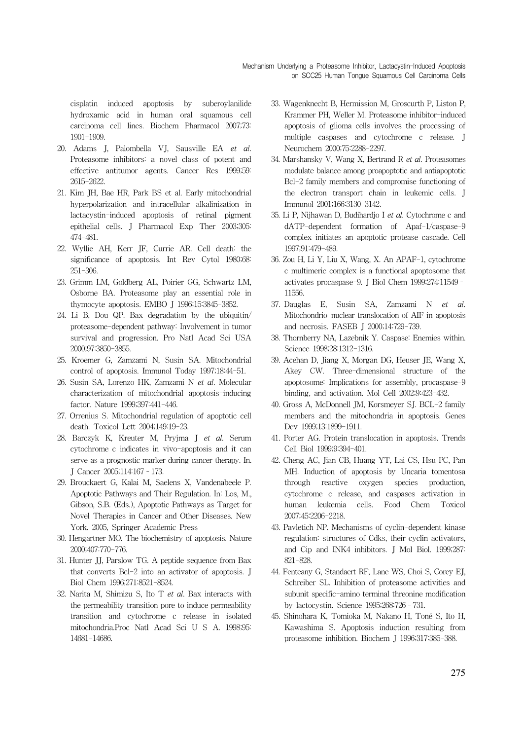cisplatin induced apoptosis by suberoylanilide hydroxamic acid in human oral squamous cell carcinoma cell lines. Biochem Pharmacol 2007;73: 1901-1909.

20. Adams J, Palombella VJ, Sausville EA *et al*. Proteasome inhibitors: a novel class of potent and effective antitumor agents. Cancer Res 1999;59: 2615-2622.
21. Kim JH, Bae HR, Park BS et al. Early mitochondrial hyperpolarization and intracellular alkalinization in lactacystin-induced apoptosis of retinal pigment epithelial cells. J Pharmacol Exp Ther 2003;305: 474-481.
22. Wyllie AH, Kerr JF, Currie AR. Cell death: the significance of apoptosis. Int Rev Cytol 1980;68: 251-306.
23. Grimm LM, Goldberg AL, Poirier GG, Schwartz LM, Osborne BA. Proteasome play an essential role in thymocyte apoptosis. EMBO J 1996;15:3845-3852.
24. Li B, Dou QP. Bax degradation by the ubiquitin/proteasome-dependent pathway: Involvement in tumor survival and progression. Pro Natl Acad Sci USA 2000;97:3850-3855.
25. Kroemer G, Zamzami N, Susin SA. Mitochondrial control of apoptosis. Immunol Today 1997;18:44-51.
26. Susin SA, Lorenzo HK, Zamzami N *et al*. Molecular characterization of mitochondrial apoptosis-inducing factor. Nature 1999;397:441-446.
27. Orrenius S. Mitochondrial regulation of apoptotic cell death. Toxicol Lett 2004;149:19-23.
28. Barczyk K, Kreuter M, Pryjma J *et al*. Serum cytochrome c indicates in vivo-apoptosis and it can serve as a prognostic marker during cancer therapy. In. J Cancer 2005;114:167 - 173.
29. Brouckaert G, Kalai M, Saelens X, Vandenabeele P. Apoptotic Pathways and Their Regulation. In: Los, M., Gibson, S.B. (Eds.), Apoptotic Pathways as Target for Novel Therapies in Cancer and Other Diseases. New York. 2005, Springer Academic Press
30. Hengartner MO. The biochemistry of apoptosis. Nature 2000;407:770-776.
31. Hunter JJ, Parslow TG. A peptide sequence from Bax that converts Bcl-2 into an activator of apoptosis. J Biol Chem 1996;271:8521-8524.
32. Narita M, Shimizu S, Ito T *et al*. Bax interacts with the permeability transition pore to induce permeability transition and cytochrome c release in isolated mitochondria.Proc Natl Acad Sci U S A. 1998;95: 14681-14686.
33. Wagenknecht B, Hermission M, Groscurth P, Liston P, Krammer PH, Weller M. Proteasome inhibitor-induced apoptosis of glioma cells involves the processing of multiple caspases and cytochrome c release. J Neurochem 2000;75:2288-2297.
34. Marshansky V, Wang X, Bertrand R *et al*. Proteasomes modulate balance among proapoptotic and antiapoptotic Bcl-2 family members and compromise functioning of the electron transport chain in leukemic cells. J Immunol 2001;166:3130-3142.
35. Li P, Nijhawan D, Budihardjo I *et al*. Cytochrome c and dATP-dependent formation of Apaf-1/caspase-9 complex initiates an apoptotic protease cascade. Cell 1997;91:479-489.
36. Zou H, Li Y, Liu X, Wang, X. An APAF-1, cytochrome c multimeric complex is a functional apoptosome that activates procaspase-9. J Biol Chem 1999;274:11549 - 11556.
37. Dauglas E, Susin SA, Zamzami N *et al*. Mitochondrio-nuclear translocation of AIF in apoptosis and necrosis. FASEB J 2000;14:729-739.
38. Thornberry NA, Lazebnik Y. Caspase: Enemies within. Science 1998;28:1312-1316.
39. Acehan D, Jiang X, Morgan DG, Heuser JE, Wang X, Akey CW. Three-dimensional structure of the apoptosome: Implications for assembly, procaspase-9 binding, and activation. Mol Cell 2002;9:423-432.
40. Gross A, McDonnell JM, Korsmeyer SJ. BCL-2 family members and the mitochondria in apoptosis. Genes Dev 1999;13:1899-1911.
41. Porter AG. Protein translocation in apoptosis. Trends Cell Biol 1999;9:394-401.
42. Cheng AC, Jian CB, Huang YT, Lai CS, Hsu PC, Pan MH. Induction of apoptosis by Uncaria tomentosa through reactive oxygen species production, cytochrome c release, and caspases activation in human leukemia cells. Food Chem Toxicol 2007;45:2206-2218.
43. Pavletich NP. Mechanisms of cyclin-dependent kinase regulation: structures of Cdks, their cyclin activators, and Cip and INK4 inhibitors. J Mol Biol. 1999;287: 821-828.
44. Fenteany G, Standaert RF, Lane WS, Choi S, Corey EJ, Schreiber SL. Inhibition of proteasome activities and subunit specific-amino terminal threonine modification by lactocystin. Science 1995;268:726 - 731.
45. Shinohara K, Tomioka M, Nakano H, Toné S, Ito H, Kawashima S. Apoptosis induction resulting from proteasome inhibition. Biochem J 1996;317:385-388.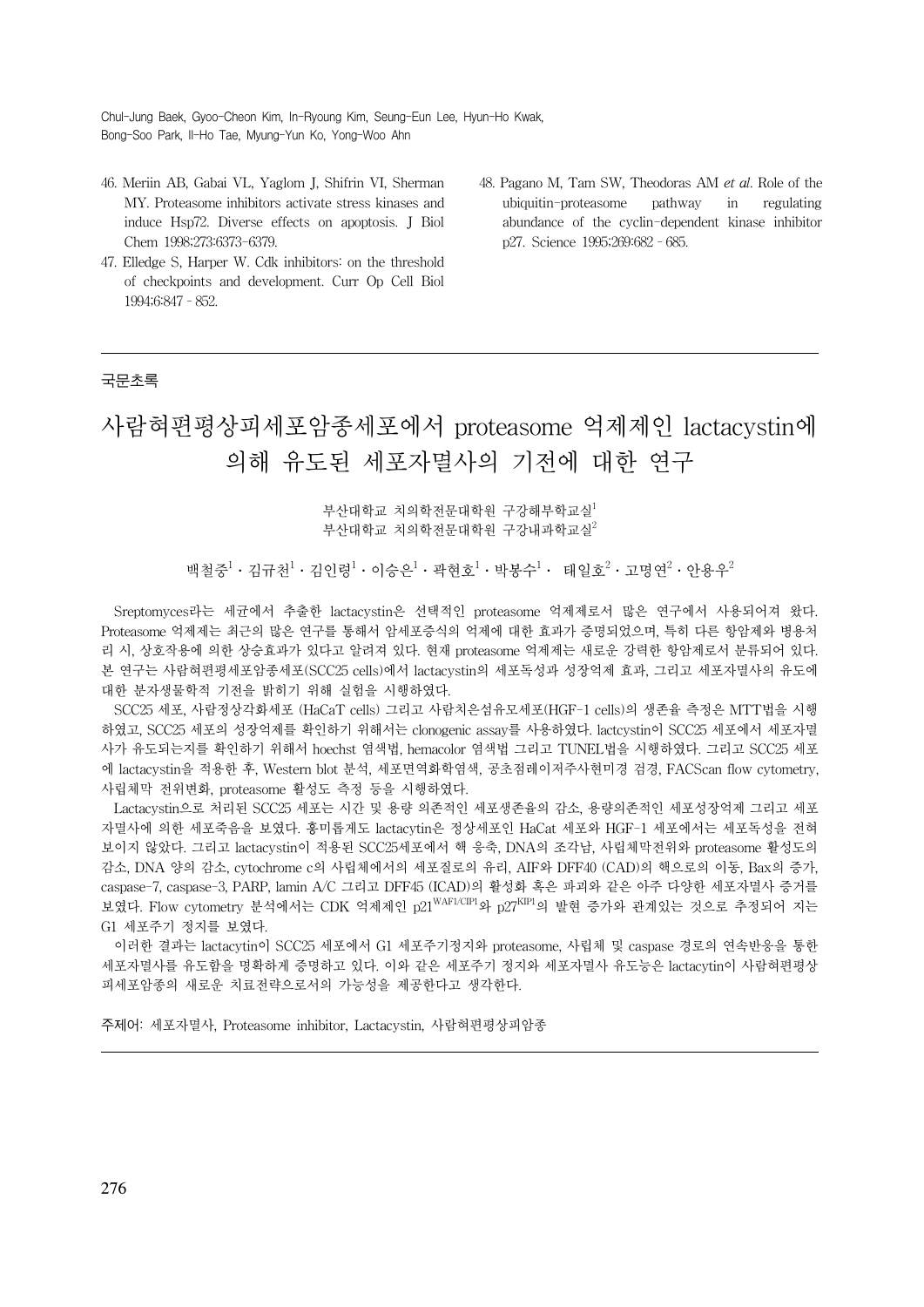46. Meriin AB, Gabai VL, Yaglom J, Shifrin VI, Sherman MY. Proteasome inhibitors activate stress kinases and induce Hsp72. Diverse effects on apoptosis. J Biol Chem 1998;273:6373-6379.
47. Elledge S, Harper W. Cdk inhibitors: on the threshold of checkpoints and development. Curr Op Cell Biol 1994;6:847 - 852.
48. Pagano M, Tam SW, Theodoras AM *et al*. Role of the ubiquitin-proteasome pathway in regulating abundance of the cyclin-dependent kinase inhibitor p27. Science 1995;269:682 - 685.

---

국문초록

# 사람혀편평상피세포암종세포에서 proteasome 억제제인 lactacystin에 의해 유도된 세포자멸사의 기전에 대한 연구

부산대학교 치의학전문대학원 구강해부학교실[1]
부산대학교 치의학전문대학원 구강내과학교실[2]

백철중[1] · 김규천[1] · 김인령[1] · 이승은[1] · 곽현호[1] · 박봉수[1] · 태일호[2] · 고명연[2] · 안용우[2]

Sreptomyces라는 세균에서 추출한 lactacystin은 선택적인 proteasome 억제제로서 많은 연구에서 사용되어져 왔다. Proteasome 억제제는 최근의 많은 연구를 통해서 암세포증식의 억제에 대한 효과가 증명되었으며, 특히 다른 항암제와 병용처리 시, 상호작용에 의한 상승효과가 있다고 알려져 있다. 현재 proteasome 억제제는 새로운 강력한 항암제로서 분류되어 있다. 본 연구는 사람혀편평세포암종세포(SCC25 cells)에서 lactacystin의 세포독성과 성장억제 효과, 그리고 세포자멸사의 유도에 대한 분자생물학적 기전을 밝히기 위해 실험을 시행하였다.

SCC25 세포, 사람정상각화세포 (HaCaT cells) 그리고 사람치은섬유모세포(HGF-1 cells)의 생존율 측정은 MTT법을 시행하였고, SCC25 세포의 성장억제를 확인하기 위해서는 clonogenic assay를 사용하였다. lactcystin이 SCC25 세포에서 세포자멸사가 유도되는지를 확인하기 위해서 hoechst 염색법, hemacolor 염색법 그리고 TUNEL법을 시행하였다. 그리고 SCC25 세포에 lactacystin을 적용한 후, Western blot 분석, 세포면역화학염색, 공초점레이저주사현미경 검경, FACScan flow cytometry, 사립체막 전위변화, proteasome 활성도 측정 등을 시행하였다.

Lactacystin으로 처리된 SCC25 세포는 시간 및 용량 의존적인 세포생존율의 감소, 용량의존적인 세포성장억제 그리고 세포자멸사에 의한 세포죽음을 보였다. 흥미롭게도 lactacytin은 정상세포인 HaCat 세포와 HGF-1 세포에서는 세포독성을 전혀 보이지 않았다. 그리고 lactacystin이 적용된 SCC25세포에서 핵 응축, DNA의 조각남, 사립체막전위와 proteasome 활성도의 감소, DNA 양의 감소, cytochrome c의 사립체에서의 세포질로의 유리, AIF와 DFF40 (CAD)의 핵으로의 이동, Bax의 증가, caspase-7, caspase-3, PARP, lamin A/C 그리고 DFF45 (ICAD)의 활성화 혹은 파괴와 같은 아주 다양한 세포자멸사 증거를 보였다. Flow cytometry 분석에서는 CDK 억제제인 $p21^{WAF1/CIP1}$와 $p27^{KIP1}$의 발현 증가와 관계있는 것으로 추정되어 지는 G1 세포주기 정지를 보였다.

이러한 결과는 lactacytin이 SCC25 세포에서 G1 세포주기정지와 proteasome, 사립체 및 caspase 경로의 연속반응을 통한 세포자멸사를 유도함을 명확하게 증명하고 있다. 이와 같은 세포주기 정지와 세포자멸사 유도능은 lactacytin이 사람혀편평상피세포암종의 새로운 치료전략으로서의 가능성을 제공한다고 생각한다.

주제어: 세포자멸사, Proteasome inhibitor, Lactacystin, 사람혀편평상피암종